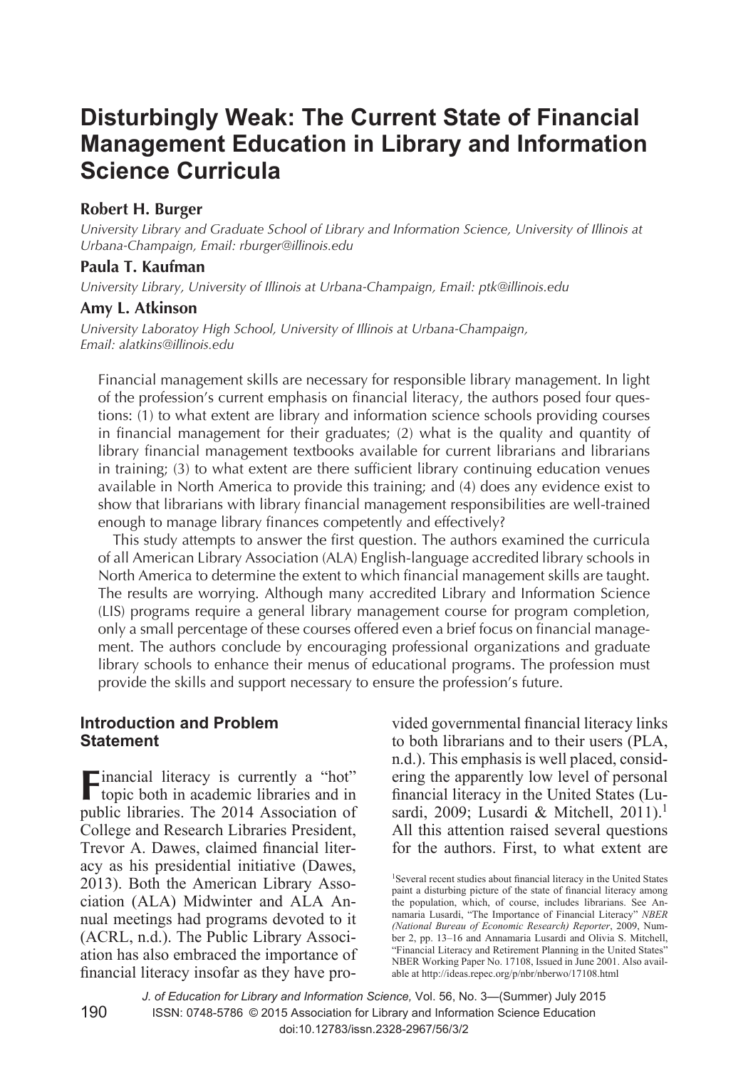# Disturbingly Weak: The Current State of Financial Management Education in Library and Information Science Curricula

**Robert H. Burger**

*University Library and Graduate School of Library and Information Science, University of Illinois at Urbana-Champaign, Email: rburger@illinois.edu*

**Paula T. Kaufman**

*University Library, University of Illinois at Urbana-Champaign, Email: ptk@illinois.edu*

**Amy L. Atkinson**

*University Laboratoy High School, University of Illinois at Urbana-Champaign, Email: alatkins@illinois.edu*

Financial management skills are necessary for responsible library management. In light of the profession's current emphasis on financial literacy, the authors posed four questions: (1) to what extent are library and information science schools providing courses in financial management for their graduates; (2) what is the quality and quantity of library financial management textbooks available for current librarians and librarians in training; (3) to what extent are there sufficient library continuing education venues available in North America to provide this training; and (4) does any evidence exist to show that librarians with library financial management responsibilities are well-trained enough to manage library finances competently and effectively?

This study attempts to answer the first question. The authors examined the curricula of all American Library Association (ALA) English-language accredited library schools in North America to determine the extent to which financial management skills are taught. The results are worrying. Although many accredited Library and Information Science (LIS) programs require a general library management course for program completion, only a small percentage of these courses offered even a brief focus on financial management. The authors conclude by encouraging professional organizations and graduate library schools to enhance their menus of educational programs. The profession must provide the skills and support necessary to ensure the profession's future.

## Introduction and Problem Statement

Financial literacy is currently a "hot" topic both in academic libraries and in public libraries. The 2014 Association of College and Research Libraries President, Trevor A. Dawes, claimed financial literacy as his presidential initiative (Dawes, 2013). Both the American Library Association (ALA) Midwinter and ALA Annual meetings had programs devoted to it (ACRL, n.d.). The Public Library Association has also embraced the importance of financial literacy insofar as they have provided governmental financial literacy links to both librarians and to their users (PLA, n.d.). This emphasis is well placed, considering the apparently low level of personal financial literacy in the United States (Lusardi, 2009; Lusardi & Mitchell, 2011).[1] All this attention raised several questions for the authors. First, to what extent are

[1]Several recent studies about financial literacy in the United States paint a disturbing picture of the state of financial literacy among the population, which, of course, includes librarians. See Annamaria Lusardi, "The Importance of Financial Literacy" *NBER (National Bureau of Economic Research) Reporter*, 2009, Number 2, pp. 13–16 and Annamaria Lusardi and Olivia S. Mitchell, "Financial Literacy and Retirement Planning in the United States" NBER Working Paper No. 17108, Issued in June 2001. Also available at http://ideas.repec.org/p/nbr/nberwo/17108.html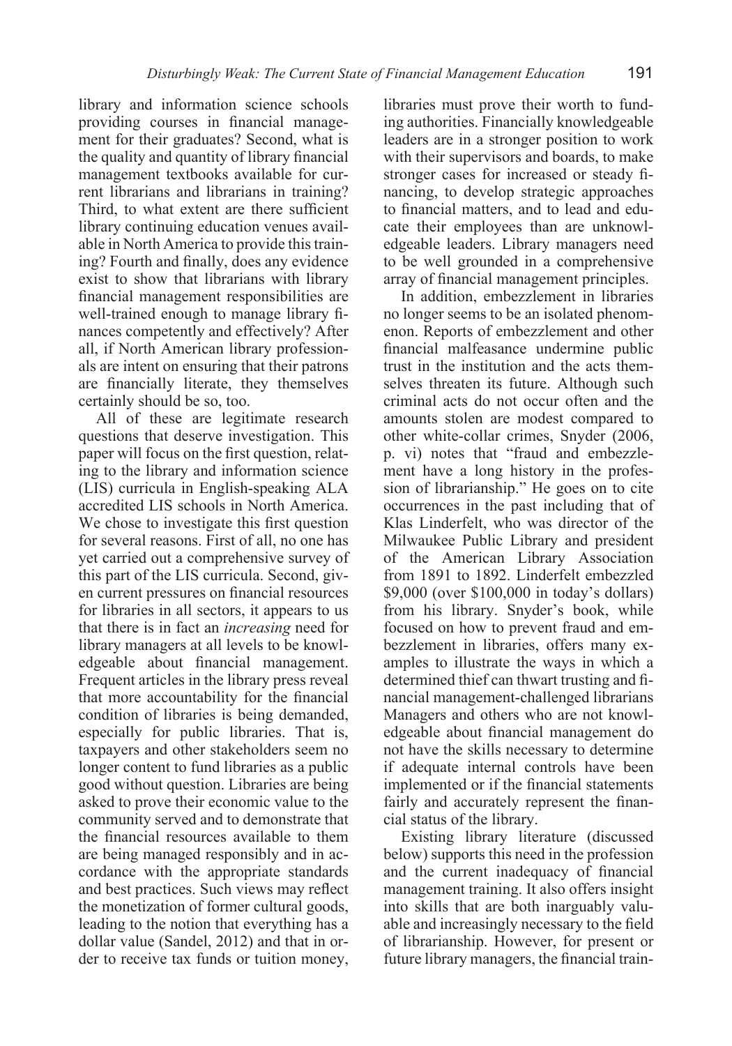library and information science schools providing courses in financial management for their graduates? Second, what is the quality and quantity of library financial management textbooks available for current librarians and librarians in training? Third, to what extent are there sufficient library continuing education venues available in North America to provide this training? Fourth and finally, does any evidence exist to show that librarians with library financial management responsibilities are well-trained enough to manage library finances competently and effectively? After all, if North American library professionals are intent on ensuring that their patrons are financially literate, they themselves certainly should be so, too.

All of these are legitimate research questions that deserve investigation. This paper will focus on the first question, relating to the library and information science (LIS) curricula in English-speaking ALA accredited LIS schools in North America. We chose to investigate this first question for several reasons. First of all, no one has yet carried out a comprehensive survey of this part of the LIS curricula. Second, given current pressures on financial resources for libraries in all sectors, it appears to us that there is in fact an *increasing* need for library managers at all levels to be knowledgeable about financial management. Frequent articles in the library press reveal that more accountability for the financial condition of libraries is being demanded, especially for public libraries. That is, taxpayers and other stakeholders seem no longer content to fund libraries as a public good without question. Libraries are being asked to prove their economic value to the community served and to demonstrate that the financial resources available to them are being managed responsibly and in accordance with the appropriate standards and best practices. Such views may reflect the monetization of former cultural goods, leading to the notion that everything has a dollar value (Sandel, 2012) and that in order to receive tax funds or tuition money, libraries must prove their worth to funding authorities. Financially knowledgeable leaders are in a stronger position to work with their supervisors and boards, to make stronger cases for increased or steady financing, to develop strategic approaches to financial matters, and to lead and educate their employees than are unknowledgeable leaders. Library managers need to be well grounded in a comprehensive array of financial management principles.

In addition, embezzlement in libraries no longer seems to be an isolated phenomenon. Reports of embezzlement and other financial malfeasance undermine public trust in the institution and the acts themselves threaten its future. Although such criminal acts do not occur often and the amounts stolen are modest compared to other white-collar crimes, Snyder (2006, p. vi) notes that "fraud and embezzlement have a long history in the profession of librarianship." He goes on to cite occurrences in the past including that of Klas Linderfelt, who was director of the Milwaukee Public Library and president of the American Library Association from 1891 to 1892. Linderfelt embezzled $9,000 (over $100,000 in today's dollars) from his library. Snyder's book, while focused on how to prevent fraud and embezzlement in libraries, offers many examples to illustrate the ways in which a determined thief can thwart trusting and financial management-challenged librarians Managers and others who are not knowledgeable about financial management do not have the skills necessary to determine if adequate internal controls have been implemented or if the financial statements fairly and accurately represent the financial status of the library.

Existing library literature (discussed below) supports this need in the profession and the current inadequacy of financial management training. It also offers insight into skills that are both inarguably valuable and increasingly necessary to the field of librarianship. However, for present or future library managers, the financial train-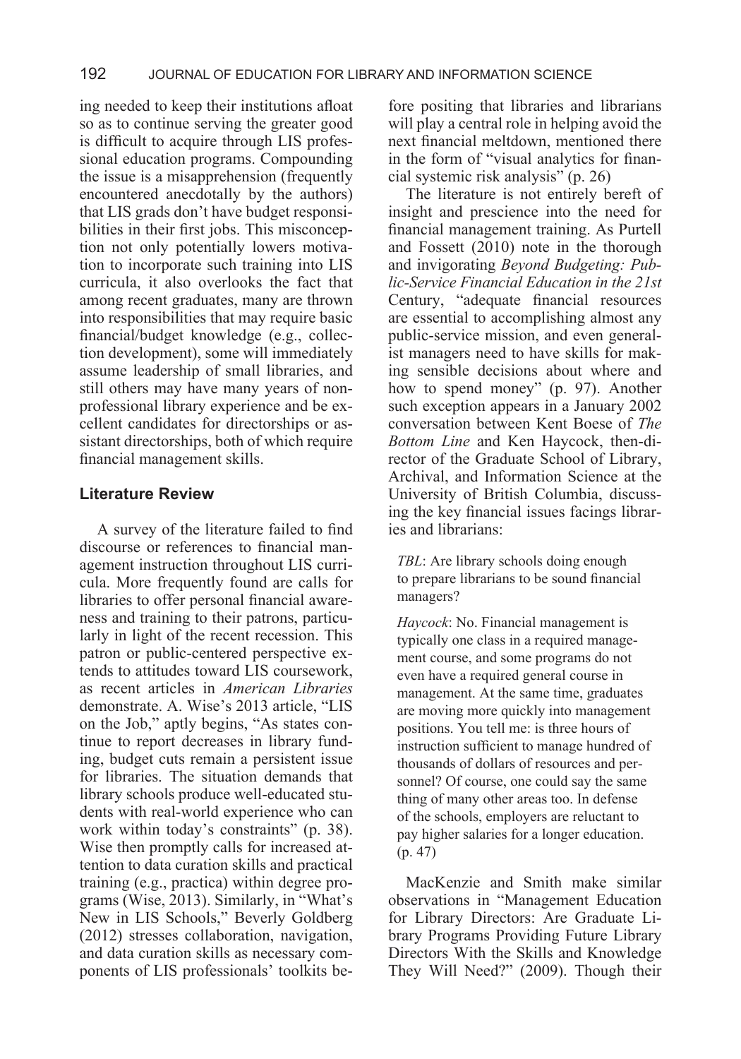ing needed to keep their institutions afloat so as to continue serving the greater good is difficult to acquire through LIS professional education programs. Compounding the issue is a misapprehension (frequently encountered anecdotally by the authors) that LIS grads don't have budget responsibilities in their first jobs. This misconception not only potentially lowers motivation to incorporate such training into LIS curricula, it also overlooks the fact that among recent graduates, many are thrown into responsibilities that may require basic financial/budget knowledge (e.g., collection development), some will immediately assume leadership of small libraries, and still others may have many years of nonprofessional library experience and be excellent candidates for directorships or assistant directorships, both of which require financial management skills.

## Literature Review

A survey of the literature failed to find discourse or references to financial management instruction throughout LIS curricula. More frequently found are calls for libraries to offer personal financial awareness and training to their patrons, particularly in light of the recent recession. This patron or public-centered perspective extends to attitudes toward LIS coursework, as recent articles in *American Libraries* demonstrate. A. Wise's 2013 article, "LIS on the Job," aptly begins, "As states continue to report decreases in library funding, budget cuts remain a persistent issue for libraries. The situation demands that library schools produce well-educated students with real-world experience who can work within today's constraints" (p. 38). Wise then promptly calls for increased attention to data curation skills and practical training (e.g., practica) within degree programs (Wise, 2013). Similarly, in "What's New in LIS Schools," Beverly Goldberg (2012) stresses collaboration, navigation, and data curation skills as necessary components of LIS professionals' toolkits before positing that libraries and librarians will play a central role in helping avoid the next financial meltdown, mentioned there in the form of "visual analytics for financial systemic risk analysis" (p. 26)

The literature is not entirely bereft of insight and prescience into the need for financial management training. As Purtell and Fossett (2010) note in the thorough and invigorating *Beyond Budgeting: Public-Service Financial Education in the 21st* Century, "adequate financial resources are essential to accomplishing almost any public-service mission, and even generalist managers need to have skills for making sensible decisions about where and how to spend money" (p. 97). Another such exception appears in a January 2002 conversation between Kent Boese of *The Bottom Line* and Ken Haycock, then-director of the Graduate School of Library, Archival, and Information Science at the University of British Columbia, discussing the key financial issues facings libraries and librarians:

> *TBL*: Are library schools doing enough to prepare librarians to be sound financial managers?
>
> *Haycock*: No. Financial management is typically one class in a required management course, and some programs do not even have a required general course in management. At the same time, graduates are moving more quickly into management positions. You tell me: is three hours of instruction sufficient to manage hundred of thousands of dollars of resources and personnel? Of course, one could say the same thing of many other areas too. In defense of the schools, employers are reluctant to pay higher salaries for a longer education. (p. 47)

MacKenzie and Smith make similar observations in "Management Education for Library Directors: Are Graduate Library Programs Providing Future Library Directors With the Skills and Knowledge They Will Need?" (2009). Though their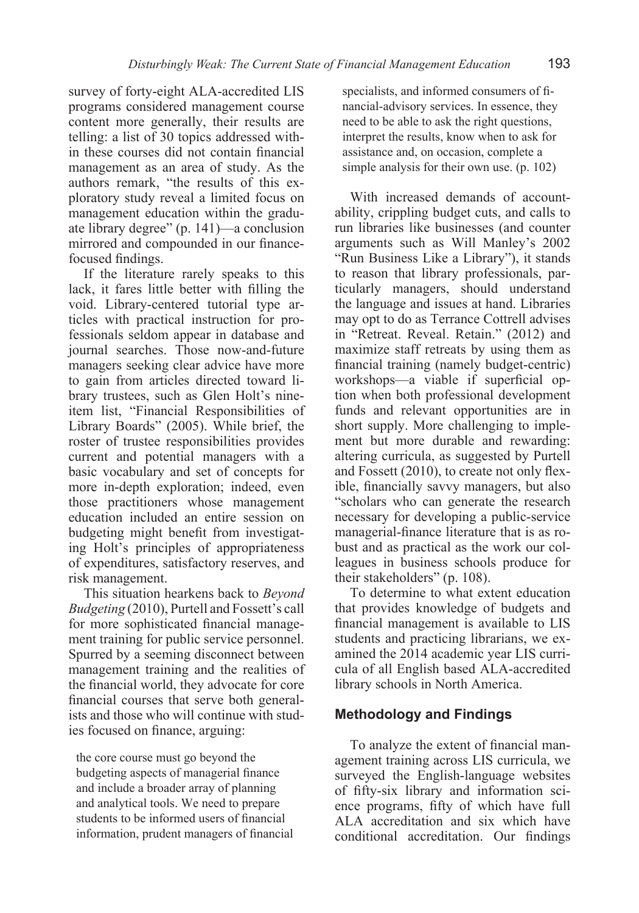survey of forty-eight ALA-accredited LIS programs considered management course content more generally, their results are telling: a list of 30 topics addressed within these courses did not contain financial management as an area of study. As the authors remark, "the results of this exploratory study reveal a limited focus on management education within the graduate library degree" (p. 141)—a conclusion mirrored and compounded in our finance-focused findings.

If the literature rarely speaks to this lack, it fares little better with filling the void. Library-centered tutorial type articles with practical instruction for professionals seldom appear in database and journal searches. Those now-and-future managers seeking clear advice have more to gain from articles directed toward library trustees, such as Glen Holt's nine-item list, "Financial Responsibilities of Library Boards" (2005). While brief, the roster of trustee responsibilities provides current and potential managers with a basic vocabulary and set of concepts for more in-depth exploration; indeed, even those practitioners whose management education included an entire session on budgeting might benefit from investigating Holt's principles of appropriateness of expenditures, satisfactory reserves, and risk management.

This situation hearkens back to *Beyond Budgeting* (2010), Purtell and Fossett's call for more sophisticated financial management training for public service personnel. Spurred by a seeming disconnect between management training and the realities of the financial world, they advocate for core financial courses that serve both generalists and those who will continue with studies focused on finance, arguing:

> the core course must go beyond the budgeting aspects of managerial finance and include a broader array of planning and analytical tools. We need to prepare students to be informed users of financial information, prudent managers of financial specialists, and informed consumers of financial-advisory services. In essence, they need to be able to ask the right questions, interpret the results, know when to ask for assistance and, on occasion, complete a simple analysis for their own use. (p. 102)

With increased demands of accountability, crippling budget cuts, and calls to run libraries like businesses (and counter arguments such as Will Manley's 2002 "Run Business Like a Library"), it stands to reason that library professionals, particularly managers, should understand the language and issues at hand. Libraries may opt to do as Terrance Cottrell advises in "Retreat. Reveal. Retain." (2012) and maximize staff retreats by using them as financial training (namely budget-centric) workshops—a viable if superficial option when both professional development funds and relevant opportunities are in short supply. More challenging to implement but more durable and rewarding: altering curricula, as suggested by Purtell and Fossett (2010), to create not only flexible, financially savvy managers, but also "scholars who can generate the research necessary for developing a public-service managerial-finance literature that is as robust and as practical as the work our colleagues in business schools produce for their stakeholders" (p. 108).

To determine to what extent education that provides knowledge of budgets and financial management is available to LIS students and practicing librarians, we examined the 2014 academic year LIS curricula of all English based ALA-accredited library schools in North America.

## Methodology and Findings

To analyze the extent of financial management training across LIS curricula, we surveyed the English-language websites of fifty-six library and information science programs, fifty of which have full ALA accreditation and six which have conditional accreditation. Our findings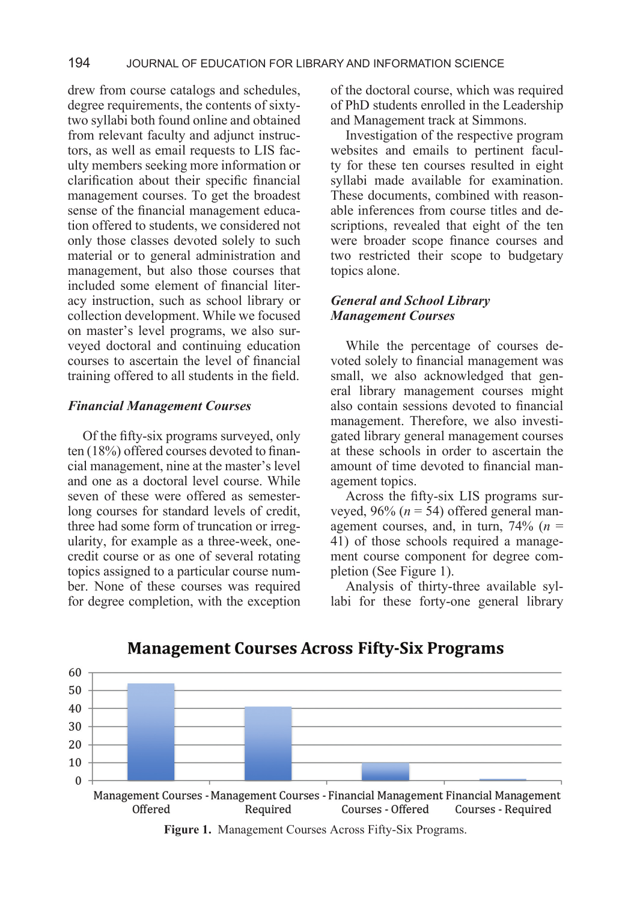drew from course catalogs and schedules, degree requirements, the contents of sixty-two syllabi both found online and obtained from relevant faculty and adjunct instructors, as well as email requests to LIS faculty members seeking more information or clarification about their specific financial management courses. To get the broadest sense of the financial management education offered to students, we considered not only those classes devoted solely to such material or to general administration and management, but also those courses that included some element of financial literacy instruction, such as school library or collection development. While we focused on master's level programs, we also surveyed doctoral and continuing education courses to ascertain the level of financial training offered to all students in the field.

### *Financial Management Courses*

Of the fifty-six programs surveyed, only ten (18%) offered courses devoted to financial management, nine at the master's level and one as a doctoral level course. While seven of these were offered as semester-long courses for standard levels of credit, three had some form of truncation or irregularity, for example as a three-week, one-credit course or as one of several rotating topics assigned to a particular course number. None of these courses was required for degree completion, with the exception of the doctoral course, which was required of PhD students enrolled in the Leadership and Management track at Simmons.

Investigation of the respective program websites and emails to pertinent faculty for these ten courses resulted in eight syllabi made available for examination. These documents, combined with reasonable inferences from course titles and descriptions, revealed that eight of the ten were broader scope finance courses and two restricted their scope to budgetary topics alone.

### *General and School Library Management Courses*

While the percentage of courses devoted solely to financial management was small, we also acknowledged that general library management courses might also contain sessions devoted to financial management. Therefore, we also investigated library general management courses at these schools in order to ascertain the amount of time devoted to financial management topics.

Across the fifty-six LIS programs surveyed, 96% ($n$ = 54) offered general management courses, and, in turn, 74% ($n$ = 41) of those schools required a management course component for degree completion (See Figure 1).

Analysis of thirty-three available syllabi for these forty-one general library

Management Courses Across Fifty-Six Programs

60
50
40
30
20
10
0

Management Courses - Offered
Management Courses - Required
Financial Management Courses - Offered
Financial Management Courses - Required

**Figure 1.** Management Courses Across Fifty-Six Programs.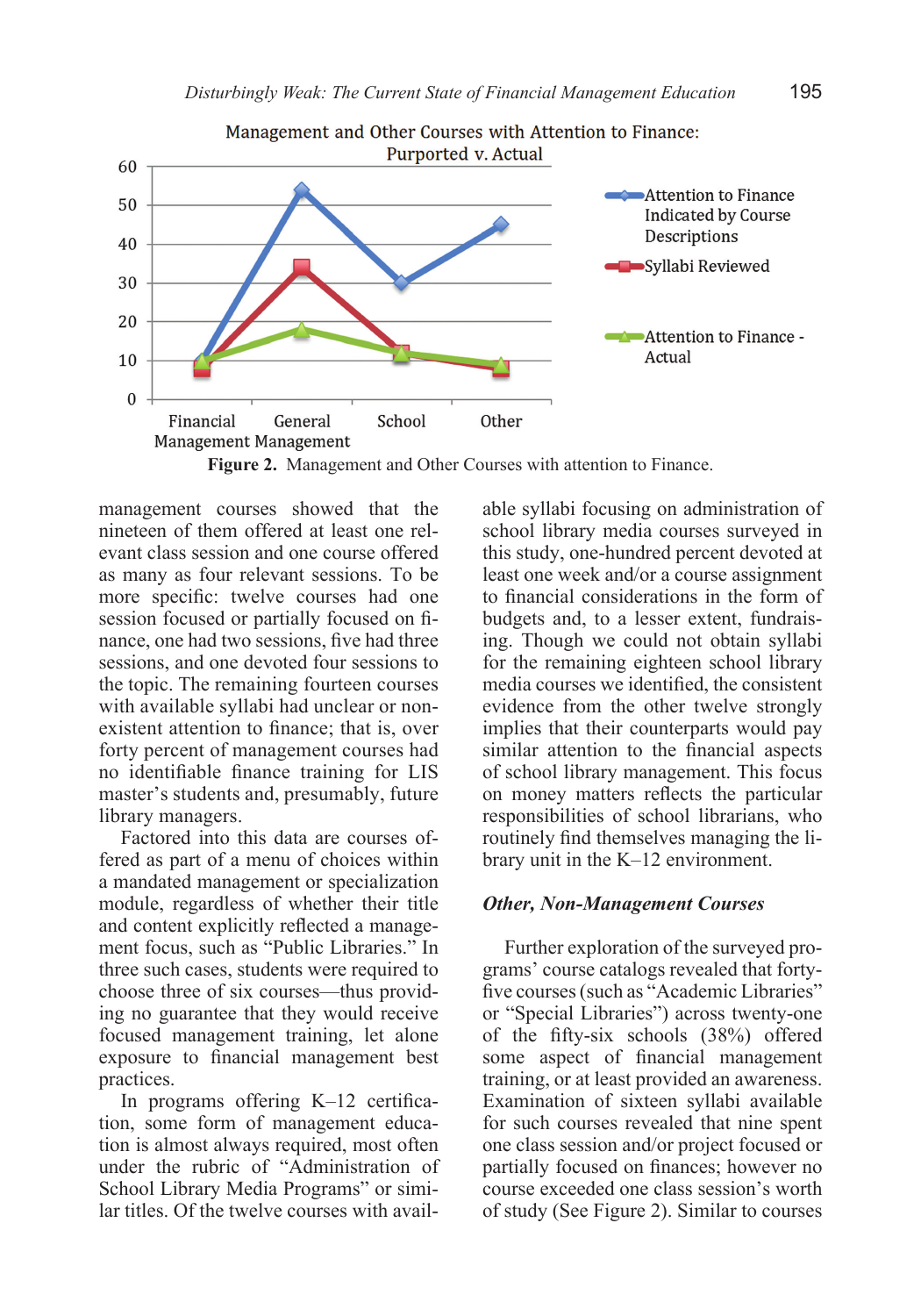Management and Other Courses with Attention to Finance: Purported v. Actual

60
50
40
30
20
10
0

Financial Management
General Management
School
Other

Attention to Finance Indicated by Course Descriptions
Syllabi Reviewed
Attention to Finance - Actual

**Figure 2.** Management and Other Courses with attention to Finance.

management courses showed that the nineteen of them offered at least one relevant class session and one course offered as many as four relevant sessions. To be more specific: twelve courses had one session focused or partially focused on finance, one had two sessions, five had three sessions, and one devoted four sessions to the topic. The remaining fourteen courses with available syllabi had unclear or nonexistent attention to finance; that is, over forty percent of management courses had no identifiable finance training for LIS master's students and, presumably, future library managers.

Factored into this data are courses offered as part of a menu of choices within a mandated management or specialization module, regardless of whether their title and content explicitly reflected a management focus, such as "Public Libraries." In three such cases, students were required to choose three of six courses—thus providing no guarantee that they would receive focused management training, let alone exposure to financial management best practices.

In programs offering K–12 certification, some form of management education is almost always required, most often under the rubric of "Administration of School Library Media Programs" or similar titles. Of the twelve courses with available syllabi focusing on administration of school library media courses surveyed in this study, one-hundred percent devoted at least one week and/or a course assignment to financial considerations in the form of budgets and, to a lesser extent, fundraising. Though we could not obtain syllabi for the remaining eighteen school library media courses we identified, the consistent evidence from the other twelve strongly implies that their counterparts would pay similar attention to the financial aspects of school library management. This focus on money matters reflects the particular responsibilities of school librarians, who routinely find themselves managing the library unit in the K–12 environment.

### *Other, Non-Management Courses*

Further exploration of the surveyed programs' course catalogs revealed that forty-five courses (such as "Academic Libraries" or "Special Libraries") across twenty-one of the fifty-six schools (38%) offered some aspect of financial management training, or at least provided an awareness. Examination of sixteen syllabi available for such courses revealed that nine spent one class session and/or project focused or partially focused on finances; however no course exceeded one class session's worth of study (See Figure 2). Similar to courses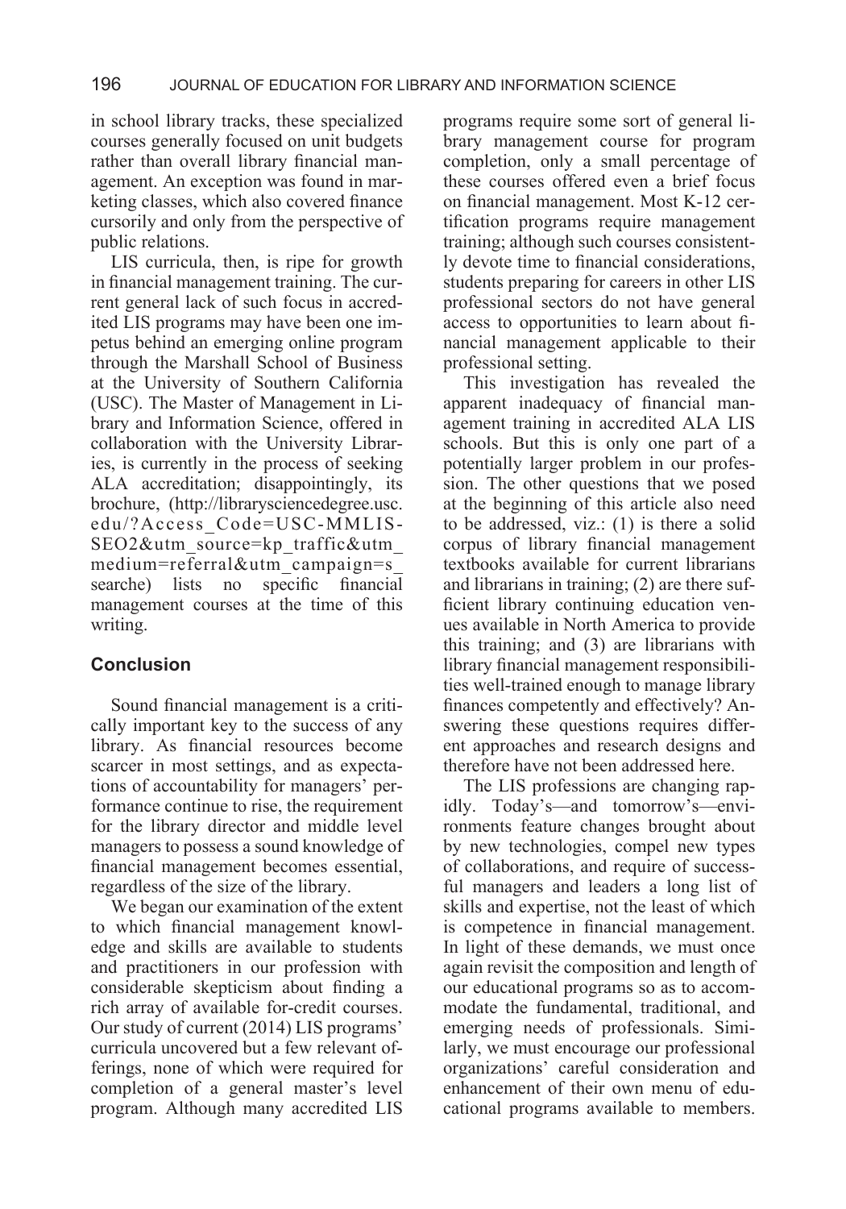in school library tracks, these specialized courses generally focused on unit budgets rather than overall library financial management. An exception was found in marketing classes, which also covered finance cursorily and only from the perspective of public relations.

LIS curricula, then, is ripe for growth in financial management training. The current general lack of such focus in accredited LIS programs may have been one impetus behind an emerging online program through the Marshall School of Business at the University of Southern California (USC). The Master of Management in Library and Information Science, offered in collaboration with the University Libraries, is currently in the process of seeking ALA accreditation; disappointingly, its brochure, (http://librarysciencedegree.usc.edu/?Access_Code=USC-MMLIS-SEO2&utm_source=kp_traffic&utm_medium=referral&utm_campaign=s_searche) lists no specific financial management courses at the time of this writing.

## Conclusion

Sound financial management is a critically important key to the success of any library. As financial resources become scarcer in most settings, and as expectations of accountability for managers' performance continue to rise, the requirement for the library director and middle level managers to possess a sound knowledge of financial management becomes essential, regardless of the size of the library.

We began our examination of the extent to which financial management knowledge and skills are available to students and practitioners in our profession with considerable skepticism about finding a rich array of available for-credit courses. Our study of current (2014) LIS programs' curricula uncovered but a few relevant offerings, none of which were required for completion of a general master's level program. Although many accredited LIS programs require some sort of general library management course for program completion, only a small percentage of these courses offered even a brief focus on financial management. Most K-12 certification programs require management training; although such courses consistently devote time to financial considerations, students preparing for careers in other LIS professional sectors do not have general access to opportunities to learn about financial management applicable to their professional setting.

This investigation has revealed the apparent inadequacy of financial management training in accredited ALA LIS schools. But this is only one part of a potentially larger problem in our profession. The other questions that we posed at the beginning of this article also need to be addressed, viz.: (1) is there a solid corpus of library financial management textbooks available for current librarians and librarians in training; (2) are there sufficient library continuing education venues available in North America to provide this training; and (3) are librarians with library financial management responsibilities well-trained enough to manage library finances competently and effectively? Answering these questions requires different approaches and research designs and therefore have not been addressed here.

The LIS professions are changing rapidly. Today's—and tomorrow's—environments feature changes brought about by new technologies, compel new types of collaborations, and require of successful managers and leaders a long list of skills and expertise, not the least of which is competence in financial management. In light of these demands, we must once again revisit the composition and length of our educational programs so as to accommodate the fundamental, traditional, and emerging needs of professionals. Similarly, we must encourage our professional organizations' careful consideration and enhancement of their own menu of educational programs available to members.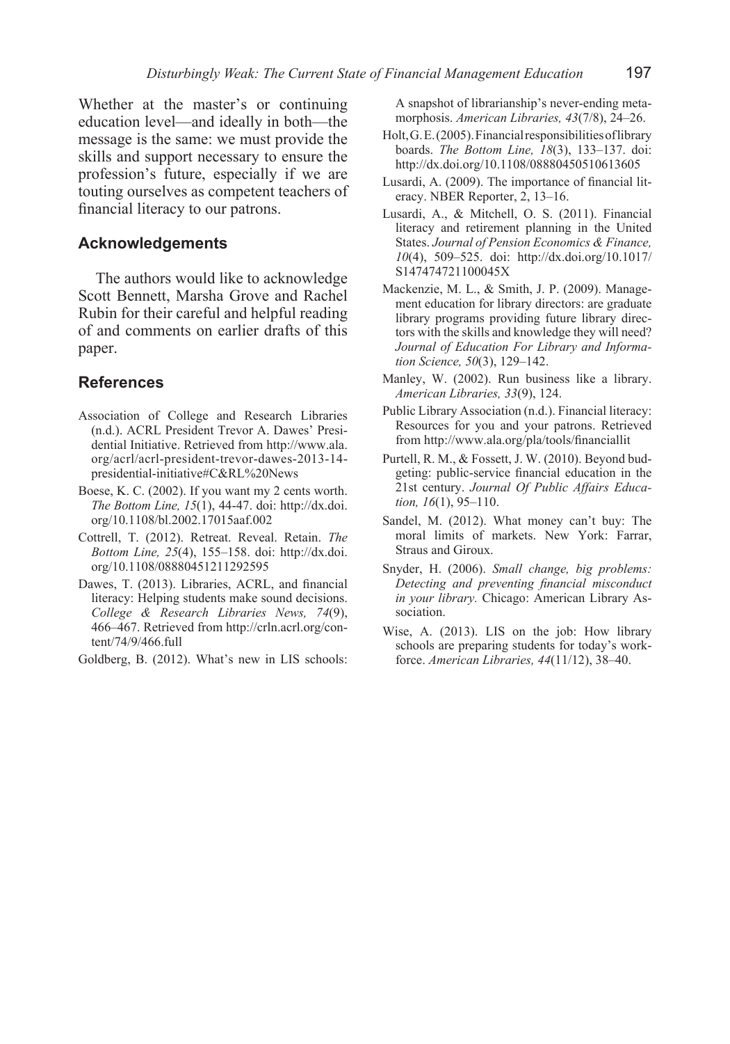Whether at the master's or continuing education level—and ideally in both—the message is the same: we must provide the skills and support necessary to ensure the profession's future, especially if we are touting ourselves as competent teachers of financial literacy to our patrons.

## Acknowledgements

The authors would like to acknowledge Scott Bennett, Marsha Grove and Rachel Rubin for their careful and helpful reading of and comments on earlier drafts of this paper.

## References

Association of College and Research Libraries (n.d.). ACRL President Trevor A. Dawes' Presidential Initiative. Retrieved from http://www.ala.org/acrl/acrl-president-trevor-dawes-2013-14-presidential-initiative#C&RL%20News

Boese, K. C. (2002). If you want my 2 cents worth. *The Bottom Line, 15*(1), 44-47. doi: http://dx.doi.org/10.1108/bl.2002.17015aaf.002

Cottrell, T. (2012). Retreat. Reveal. Retain. *The Bottom Line, 25*(4), 155–158. doi: http://dx.doi.org/10.1108/08880451211292595

Dawes, T. (2013). Libraries, ACRL, and financial literacy: Helping students make sound decisions. *College & Research Libraries News, 74*(9), 466–467. Retrieved from http://crln.acrl.org/content/74/9/466.full

Goldberg, B. (2012). What's new in LIS schools: A snapshot of librarianship's never-ending metamorphosis. *American Libraries, 43*(7/8), 24–26.

Holt, G. E. (2005). Financial responsibilities of library boards. *The Bottom Line, 18*(3), 133–137. doi: http://dx.doi.org/10.1108/08880450510613605

Lusardi, A. (2009). The importance of financial literacy. NBER Reporter, 2, 13–16.

Lusardi, A., & Mitchell, O. S. (2011). Financial literacy and retirement planning in the United States. *Journal of Pension Economics & Finance, 10*(4), 509–525. doi: http://dx.doi.org/10.1017/S147474721100045X

Mackenzie, M. L., & Smith, J. P. (2009). Management education for library directors: are graduate library programs providing future library directors with the skills and knowledge they will need? *Journal of Education For Library and Information Science, 50*(3), 129–142.

Manley, W. (2002). Run business like a library. *American Libraries, 33*(9), 124.

Public Library Association (n.d.). Financial literacy: Resources for you and your patrons. Retrieved from http://www.ala.org/pla/tools/financiallit

Purtell, R. M., & Fossett, J. W. (2010). Beyond budgeting: public-service financial education in the 21st century. *Journal Of Public Affairs Education, 16*(1), 95–110.

Sandel, M. (2012). What money can't buy: The moral limits of markets. New York: Farrar, Straus and Giroux.

Snyder, H. (2006). *Small change, big problems: Detecting and preventing financial misconduct in your library.* Chicago: American Library Association.

Wise, A. (2013). LIS on the job: How library schools are preparing students for today's workforce. *American Libraries, 44*(11/12), 38–40.